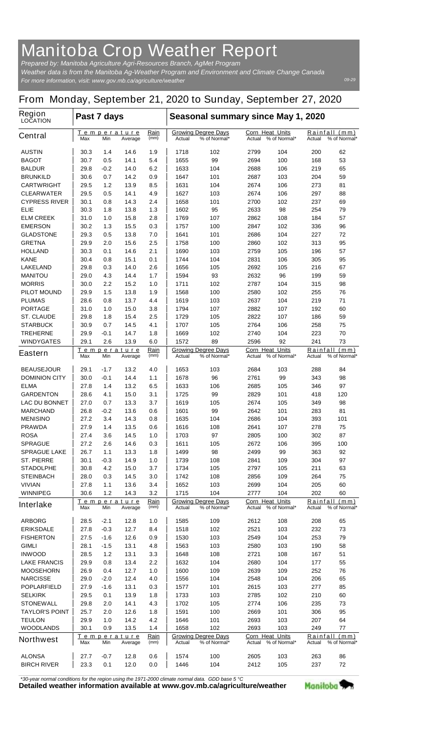# Manitoba Crop Weather Report

*Prepared by: Manitoba Agriculture Agri-Resources Branch, AgMet Program*
*Weather data is from the Manitoba Ag-Weather Program and Environment and Climate Change Canada*
*For more information, visit: www.gov.mb.ca/agriculture/weather*

09-29

## From Monday, September 21, 2020 to Sunday, September 27, 2020

| Region LOCATION | Past 7 days | | | | Seasonal summary since May 1, 2020 | | | | | |
|---|---|---|---|---|---|---|---|---|---|---|
| **Central** | Temperature Max | Min | Average | Rain (mm) | Growing Degree Days Actual | % of Normal* | Corn Heat Units Actual | % of Normal* | Rainfall (mm) Actual | % of Normal* |
| AUSTIN | 30.3 | 1.4 | 14.6 | 1.9 | 1718 | 102 | 2799 | 104 | 200 | 62 |
| BAGOT | 30.7 | 0.5 | 14.1 | 5.4 | 1655 | 99 | 2694 | 100 | 168 | 53 |
| BALDUR | 29.8 | -0.2 | 14.0 | 6.2 | 1633 | 104 | 2688 | 106 | 219 | 65 |
| BRUNKILD | 30.6 | 0.7 | 14.2 | 0.9 | 1647 | 101 | 2687 | 103 | 204 | 59 |
| CARTWRIGHT | 29.5 | 1.2 | 13.9 | 8.5 | 1631 | 104 | 2674 | 106 | 273 | 81 |
| CLEARWATER | 29.5 | 0.5 | 14.1 | 4.9 | 1627 | 103 | 2674 | 106 | 297 | 88 |
| CYPRESS RIVER | 30.1 | 0.8 | 14.3 | 2.4 | 1658 | 101 | 2700 | 102 | 237 | 69 |
| ELIE | 30.3 | 1.8 | 13.8 | 1.3 | 1602 | 95 | 2633 | 98 | 254 | 79 |
| ELM CREEK | 31.0 | 1.0 | 15.8 | 2.8 | 1769 | 107 | 2862 | 108 | 184 | 57 |
| EMERSON | 30.2 | 1.3 | 15.5 | 0.3 | 1757 | 100 | 2847 | 102 | 336 | 96 |
| GLADSTONE | 29.3 | 0.5 | 13.8 | 7.0 | 1641 | 101 | 2686 | 104 | 227 | 72 |
| GRETNA | 29.9 | 2.0 | 15.6 | 2.5 | 1758 | 100 | 2860 | 102 | 313 | 95 |
| HOLLAND | 30.3 | 0.1 | 14.6 | 2.1 | 1690 | 103 | 2759 | 105 | 196 | 57 |
| KANE | 30.4 | 0.8 | 15.1 | 0.1 | 1744 | 104 | 2831 | 106 | 305 | 95 |
| LAKELAND | 29.8 | 0.3 | 14.0 | 2.6 | 1656 | 105 | 2692 | 105 | 216 | 67 |
| MANITOU | 29.0 | 4.3 | 14.4 | 1.7 | 1594 | 93 | 2632 | 96 | 199 | 59 |
| MORRIS | 30.0 | 2.2 | 15.2 | 1.0 | 1711 | 102 | 2787 | 104 | 315 | 98 |
| PILOT MOUND | 29.9 | 1.5 | 13.8 | 1.9 | 1568 | 100 | 2580 | 102 | 255 | 76 |
| PLUMAS | 28.6 | 0.8 | 13.7 | 4.4 | 1619 | 103 | 2637 | 104 | 219 | 71 |
| PORTAGE | 31.0 | 1.0 | 15.0 | 3.8 | 1794 | 107 | 2882 | 107 | 192 | 60 |
| ST. CLAUDE | 29.8 | 1.8 | 15.4 | 2.5 | 1729 | 105 | 2822 | 107 | 186 | 59 |
| STARBUCK | 30.9 | 0.7 | 14.5 | 4.1 | 1707 | 105 | 2764 | 106 | 258 | 75 |
| TREHERNE | 29.9 | -0.1 | 14.7 | 1.8 | 1669 | 102 | 2740 | 104 | 223 | 70 |
| WINDYGATES | 29.1 | 2.6 | 13.9 | 6.0 | 1572 | 89 | 2596 | 92 | 241 | 73 |
| **Eastern** | Temperature Max | Min | Average | Rain (mm) | Growing Degree Days Actual | % of Normal* | Corn Heat Units Actual | % of Normal* | Rainfall (mm) Actual | % of Normal* |
| BEAUSEJOUR | 29.1 | -1.7 | 13.2 | 4.0 | 1653 | 103 | 2684 | 103 | 288 | 84 |
| DOMINION CITY | 30.0 | -0.1 | 14.4 | 1.1 | 1678 | 96 | 2761 | 99 | 343 | 98 |
| ELMA | 27.8 | 1.4 | 13.2 | 6.5 | 1633 | 106 | 2685 | 105 | 346 | 97 |
| GARDENTON | 28.6 | 4.1 | 15.0 | 3.1 | 1725 | 99 | 2829 | 101 | 418 | 120 |
| LAC DU BONNET | 27.0 | 0.7 | 13.3 | 3.7 | 1619 | 105 | 2674 | 105 | 349 | 98 |
| MARCHAND | 26.8 | -0.2 | 13.6 | 0.6 | 1601 | 99 | 2642 | 101 | 283 | 81 |
| MENISINO | 27.2 | 3.4 | 14.3 | 0.8 | 1635 | 104 | 2686 | 104 | 393 | 101 |
| PRAWDA | 27.9 | 1.4 | 13.5 | 0.6 | 1616 | 108 | 2641 | 107 | 278 | 75 |
| ROSA | 27.4 | 3.6 | 14.5 | 1.0 | 1703 | 97 | 2805 | 100 | 302 | 87 |
| SPRAGUE | 27.2 | 2.6 | 14.6 | 0.3 | 1611 | 105 | 2672 | 106 | 395 | 100 |
| SPRAGUE LAKE | 26.7 | 1.1 | 13.3 | 1.8 | 1499 | 98 | 2499 | 99 | 363 | 92 |
| ST. PIERRE | 30.1 | -0.3 | 14.9 | 1.0 | 1739 | 108 | 2841 | 109 | 304 | 97 |
| STADOLPHE | 30.8 | 4.2 | 15.0 | 3.7 | 1734 | 105 | 2797 | 105 | 211 | 63 |
| STEINBACH | 28.0 | 0.3 | 14.5 | 3.0 | 1742 | 108 | 2856 | 109 | 264 | 75 |
| VIVIAN | 27.8 | 1.1 | 13.6 | 3.4 | 1652 | 103 | 2699 | 104 | 205 | 60 |
| WINNIPEG | 30.6 | 1.2 | 14.3 | 3.2 | 1715 | 104 | 2777 | 104 | 202 | 60 |
| **Interlake** | Temperature Max | Min | Average | Rain (mm) | Growing Degree Days Actual | % of Normal* | Corn Heat Units Actual | % of Normal* | Rainfall (mm) Actual | % of Normal* |
| ARBORG | 28.5 | -2.1 | 12.8 | 1.0 | 1585 | 109 | 2612 | 108 | 208 | 65 |
| ERIKSDALE | 27.8 | -0.3 | 12.7 | 8.4 | 1518 | 102 | 2521 | 103 | 232 | 73 |
| FISHERTON | 27.5 | -1.6 | 12.6 | 0.9 | 1530 | 103 | 2549 | 104 | 253 | 79 |
| GIMLI | 28.1 | -1.5 | 13.1 | 4.8 | 1563 | 103 | 2580 | 103 | 190 | 58 |
| INWOOD | 28.5 | 1.2 | 13.1 | 3.3 | 1648 | 108 | 2721 | 108 | 167 | 51 |
| LAKE FRANCIS | 29.9 | 0.8 | 13.4 | 2.2 | 1632 | 104 | 2680 | 104 | 177 | 55 |
| MOOSEHORN | 26.9 | 0.4 | 12.7 | 1.0 | 1600 | 109 | 2639 | 109 | 252 | 76 |
| NARCISSE | 29.0 | -2.0 | 12.4 | 4.0 | 1556 | 104 | 2548 | 104 | 206 | 65 |
| POPLARFIELD | 27.9 | -1.6 | 13.1 | 0.3 | 1577 | 101 | 2615 | 103 | 277 | 85 |
| SELKIRK | 29.5 | 0.1 | 13.9 | 1.8 | 1733 | 103 | 2785 | 102 | 210 | 60 |
| STONEWALL | 29.8 | 2.0 | 14.1 | 4.3 | 1702 | 105 | 2774 | 106 | 235 | 73 |
| TAYLOR'S POINT | 25.7 | 2.0 | 12.6 | 1.8 | 1591 | 100 | 2669 | 101 | 306 | 95 |
| TEULON | 29.9 | 1.0 | 14.2 | 4.2 | 1646 | 101 | 2693 | 103 | 207 | 64 |
| WOODLANDS | 30.1 | 0.9 | 13.5 | 1.4 | 1658 | 102 | 2693 | 103 | 249 | 77 |
| **Northwest** | Temperature Max | Min | Average | Rain (mm) | Growing Degree Days Actual | % of Normal* | Corn Heat Units Actual | % of Normal* | Rainfall (mm) Actual | % of Normal* |
| ALONSA | 27.7 | -0.7 | 12.8 | 0.6 | 1574 | 100 | 2605 | 103 | 263 | 86 |
| BIRCH RIVER | 23.3 | 0.1 | 12.0 | 0.0 | 1446 | 104 | 2412 | 105 | 237 | 72 |

*\*30-year normal conditions for the region using the 1971-2000 climate normal data. GDD base 5 °C*

**Detailed weather information available at www.gov.mb.ca/agriculture/weather**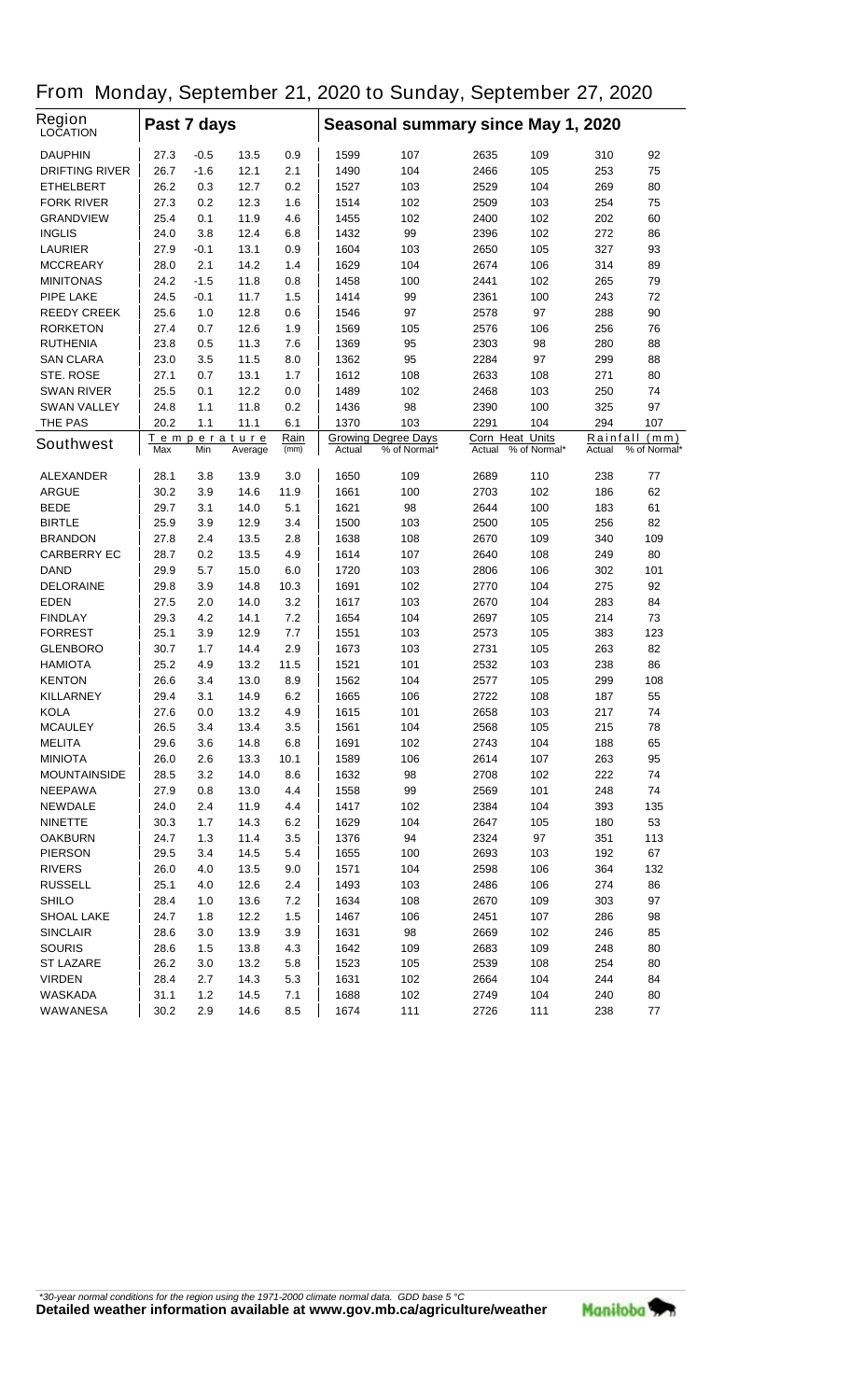# From Monday, September 21, 2020 to Sunday, September 27, 2020

| Region LOCATION | Past 7 days | | | | Seasonal summary since May 1, 2020 | | | | | |
|---|---|---|---|---|---|---|---|---|---|---|
| DAUPHIN | 27.3 | -0.5 | 13.5 | 0.9 | 1599 | 107 | 2635 | 109 | 310 | 92 |
| DRIFTING RIVER | 26.7 | -1.6 | 12.1 | 2.1 | 1490 | 104 | 2466 | 105 | 253 | 75 |
| ETHELBERT | 26.2 | 0.3 | 12.7 | 0.2 | 1527 | 103 | 2529 | 104 | 269 | 80 |
| FORK RIVER | 27.3 | 0.2 | 12.3 | 1.6 | 1514 | 102 | 2509 | 103 | 254 | 75 |
| GRANDVIEW | 25.4 | 0.1 | 11.9 | 4.6 | 1455 | 102 | 2400 | 102 | 202 | 60 |
| INGLIS | 24.0 | 3.8 | 12.4 | 6.8 | 1432 | 99 | 2396 | 102 | 272 | 86 |
| LAURIER | 27.9 | -0.1 | 13.1 | 0.9 | 1604 | 103 | 2650 | 105 | 327 | 93 |
| MCCREARY | 28.0 | 2.1 | 14.2 | 1.4 | 1629 | 104 | 2674 | 106 | 314 | 89 |
| MINITONAS | 24.2 | -1.5 | 11.8 | 0.8 | 1458 | 100 | 2441 | 102 | 265 | 79 |
| PIPE LAKE | 24.5 | -0.1 | 11.7 | 1.5 | 1414 | 99 | 2361 | 100 | 243 | 72 |
| REEDY CREEK | 25.6 | 1.0 | 12.8 | 0.6 | 1546 | 97 | 2578 | 97 | 288 | 90 |
| RORKETON | 27.4 | 0.7 | 12.6 | 1.9 | 1569 | 105 | 2576 | 106 | 256 | 76 |
| RUTHENIA | 23.8 | 0.5 | 11.3 | 7.6 | 1369 | 95 | 2303 | 98 | 280 | 88 |
| SAN CLARA | 23.0 | 3.5 | 11.5 | 8.0 | 1362 | 95 | 2284 | 97 | 299 | 88 |
| STE. ROSE | 27.1 | 0.7 | 13.1 | 1.7 | 1612 | 108 | 2633 | 108 | 271 | 80 |
| SWAN RIVER | 25.5 | 0.1 | 12.2 | 0.0 | 1489 | 102 | 2468 | 103 | 250 | 74 |
| SWAN VALLEY | 24.8 | 1.1 | 11.8 | 0.2 | 1436 | 98 | 2390 | 100 | 325 | 97 |
| THE PAS | 20.2 | 1.1 | 11.1 | 6.1 | 1370 | 103 | 2291 | 104 | 294 | 107 |
| **Southwest** | Temperature | | | Rain | Growing Degree Days | | Corn Heat Units | | Rainfall (mm) | |
| | Max | Min | Average | (mm) | Actual | % of Normal* | Actual | % of Normal* | Actual | % of Normal* |
| ALEXANDER | 28.1 | 3.8 | 13.9 | 3.0 | 1650 | 109 | 2689 | 110 | 238 | 77 |
| ARGUE | 30.2 | 3.9 | 14.6 | 11.9 | 1661 | 100 | 2703 | 102 | 186 | 62 |
| BEDE | 29.7 | 3.1 | 14.0 | 5.1 | 1621 | 98 | 2644 | 100 | 183 | 61 |
| BIRTLE | 25.9 | 3.9 | 12.9 | 3.4 | 1500 | 103 | 2500 | 105 | 256 | 82 |
| BRANDON | 27.8 | 2.4 | 13.5 | 2.8 | 1638 | 108 | 2670 | 109 | 340 | 109 |
| CARBERRY EC | 28.7 | 0.2 | 13.5 | 4.9 | 1614 | 107 | 2640 | 108 | 249 | 80 |
| DAND | 29.9 | 5.7 | 15.0 | 6.0 | 1720 | 103 | 2806 | 106 | 302 | 101 |
| DELORAINE | 29.8 | 3.9 | 14.8 | 10.3 | 1691 | 102 | 2770 | 104 | 275 | 92 |
| EDEN | 27.5 | 2.0 | 14.0 | 3.2 | 1617 | 103 | 2670 | 104 | 283 | 84 |
| FINDLAY | 29.3 | 4.2 | 14.1 | 7.2 | 1654 | 104 | 2697 | 105 | 214 | 73 |
| FORREST | 25.1 | 3.9 | 12.9 | 7.7 | 1551 | 103 | 2573 | 105 | 383 | 123 |
| GLENBORO | 30.7 | 1.7 | 14.4 | 2.9 | 1673 | 103 | 2731 | 105 | 263 | 82 |
| HAMIOTA | 25.2 | 4.9 | 13.2 | 11.5 | 1521 | 101 | 2532 | 103 | 238 | 86 |
| KENTON | 26.6 | 3.4 | 13.0 | 8.9 | 1562 | 104 | 2577 | 105 | 299 | 108 |
| KILLARNEY | 29.4 | 3.1 | 14.9 | 6.2 | 1665 | 106 | 2722 | 108 | 187 | 55 |
| KOLA | 27.6 | 0.0 | 13.2 | 4.9 | 1615 | 101 | 2658 | 103 | 217 | 74 |
| MCAULEY | 26.5 | 3.4 | 13.4 | 3.5 | 1561 | 104 | 2568 | 105 | 215 | 78 |
| MELITA | 29.6 | 3.6 | 14.8 | 6.8 | 1691 | 102 | 2743 | 104 | 188 | 65 |
| MINIOTA | 26.0 | 2.6 | 13.3 | 10.1 | 1589 | 106 | 2614 | 107 | 263 | 95 |
| MOUNTAINSIDE | 28.5 | 3.2 | 14.0 | 8.6 | 1632 | 98 | 2708 | 102 | 222 | 74 |
| NEEPAWA | 27.9 | 0.8 | 13.0 | 4.4 | 1558 | 99 | 2569 | 101 | 248 | 74 |
| NEWDALE | 24.0 | 2.4 | 11.9 | 4.4 | 1417 | 102 | 2384 | 104 | 393 | 135 |
| NINETTE | 30.3 | 1.7 | 14.3 | 6.2 | 1629 | 104 | 2647 | 105 | 180 | 53 |
| OAKBURN | 24.7 | 1.3 | 11.4 | 3.5 | 1376 | 94 | 2324 | 97 | 351 | 113 |
| PIERSON | 29.5 | 3.4 | 14.5 | 5.4 | 1655 | 100 | 2693 | 103 | 192 | 67 |
| RIVERS | 26.0 | 4.0 | 13.5 | 9.0 | 1571 | 104 | 2598 | 106 | 364 | 132 |
| RUSSELL | 25.1 | 4.0 | 12.6 | 2.4 | 1493 | 103 | 2486 | 106 | 274 | 86 |
| SHILO | 28.4 | 1.0 | 13.6 | 7.2 | 1634 | 108 | 2670 | 109 | 303 | 97 |
| SHOAL LAKE | 24.7 | 1.8 | 12.2 | 1.5 | 1467 | 106 | 2451 | 107 | 286 | 98 |
| SINCLAIR | 28.6 | 3.0 | 13.9 | 3.9 | 1631 | 98 | 2669 | 102 | 246 | 85 |
| SOURIS | 28.6 | 1.5 | 13.8 | 4.3 | 1642 | 109 | 2683 | 109 | 248 | 80 |
| ST LAZARE | 26.2 | 3.0 | 13.2 | 5.8 | 1523 | 105 | 2539 | 108 | 254 | 80 |
| VIRDEN | 28.4 | 2.7 | 14.3 | 5.3 | 1631 | 102 | 2664 | 104 | 244 | 84 |
| WASKADA | 31.1 | 1.2 | 14.5 | 7.1 | 1688 | 102 | 2749 | 104 | 240 | 80 |
| WAWANESA | 30.2 | 2.9 | 14.6 | 8.5 | 1674 | 111 | 2726 | 111 | 238 | 77 |

*30-year normal conditions for the region using the 1971-2000 climate normal data. GDD base 5 °C

**Detailed weather information available at www.gov.mb.ca/agriculture/weather**

Manitoba